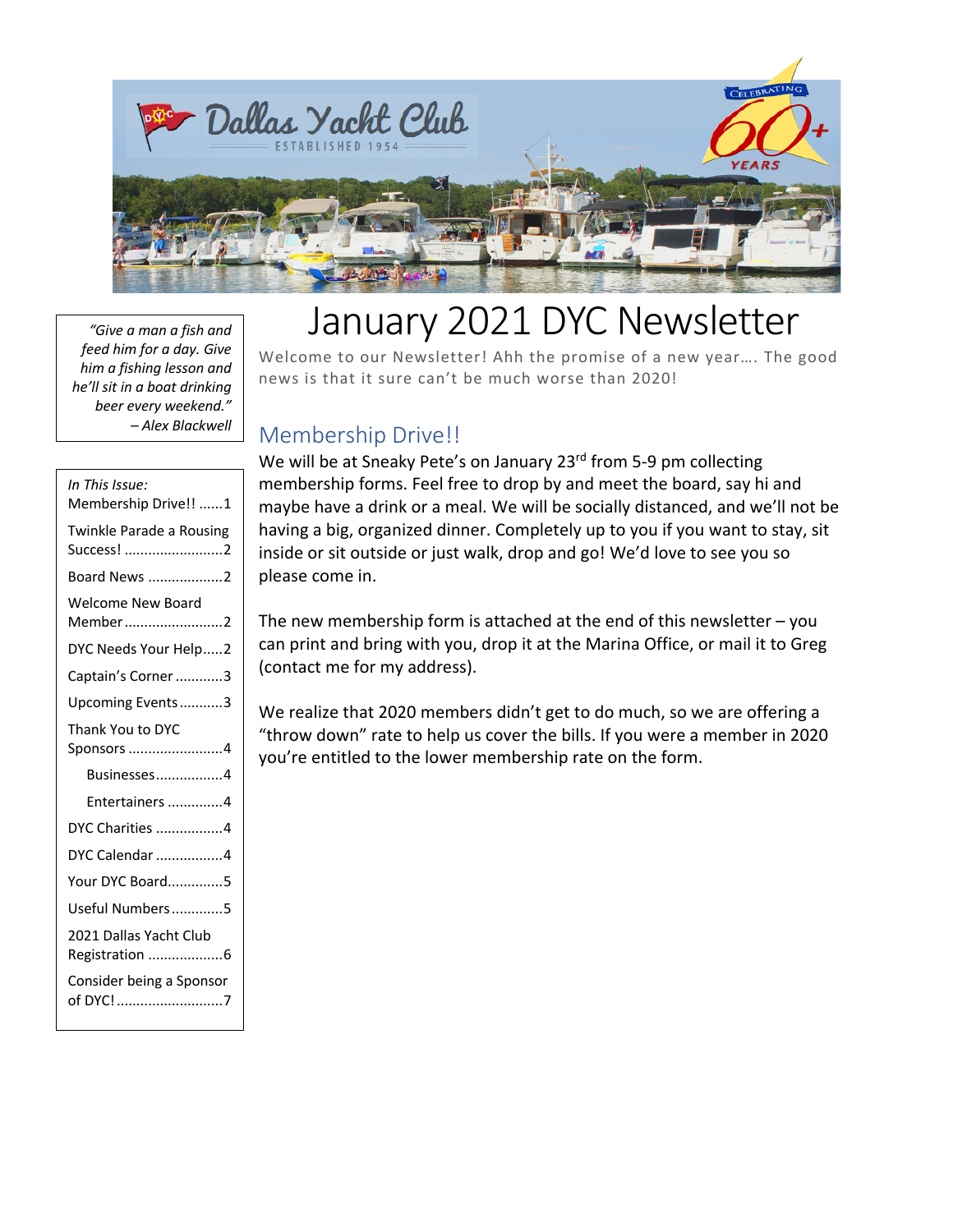Dallas Yacht Club

ESTABLISHED 1954

CELEBRATING 60+ YEARS

# January 2021 DYC Newsletter

*"Give a man a fish and feed him for a day. Give him a fishing lesson and he'll sit in a boat drinking beer every weekend."*
*– Alex Blackwell*

*In This Issue:*

- Membership Drive!! ......1
- Twinkle Parade a Rousing Success! ........................2
- Board News ..................2
- Welcome New Board Member........................2
- DYC Needs Your Help.....2
- Captain's Corner ............3
- Upcoming Events...........3
- Thank You to DYC Sponsors ........................4
  - Businesses................4
  - Entertainers .............4
- DYC Charities ................4
- DYC Calendar ................4
- Your DYC Board.............5
- Useful Numbers ............5
- 2021 Dallas Yacht Club Registration ..................6
- Consider being a Sponsor of DYC! ..........................7

Welcome to our Newsletter! Ahh the promise of a new year…. The good news is that it sure can't be much worse than 2020!

## Membership Drive!!

We will be at Sneaky Pete's on January 23rd from 5-9 pm collecting membership forms. Feel free to drop by and meet the board, say hi and maybe have a drink or a meal. We will be socially distanced, and we'll not be having a big, organized dinner. Completely up to you if you want to stay, sit inside or sit outside or just walk, drop and go! We'd love to see you so please come in.

The new membership form is attached at the end of this newsletter – you can print and bring with you, drop it at the Marina Office, or mail it to Greg (contact me for my address).

We realize that 2020 members didn't get to do much, so we are offering a "throw down" rate to help us cover the bills. If you were a member in 2020 you're entitled to the lower membership rate on the form.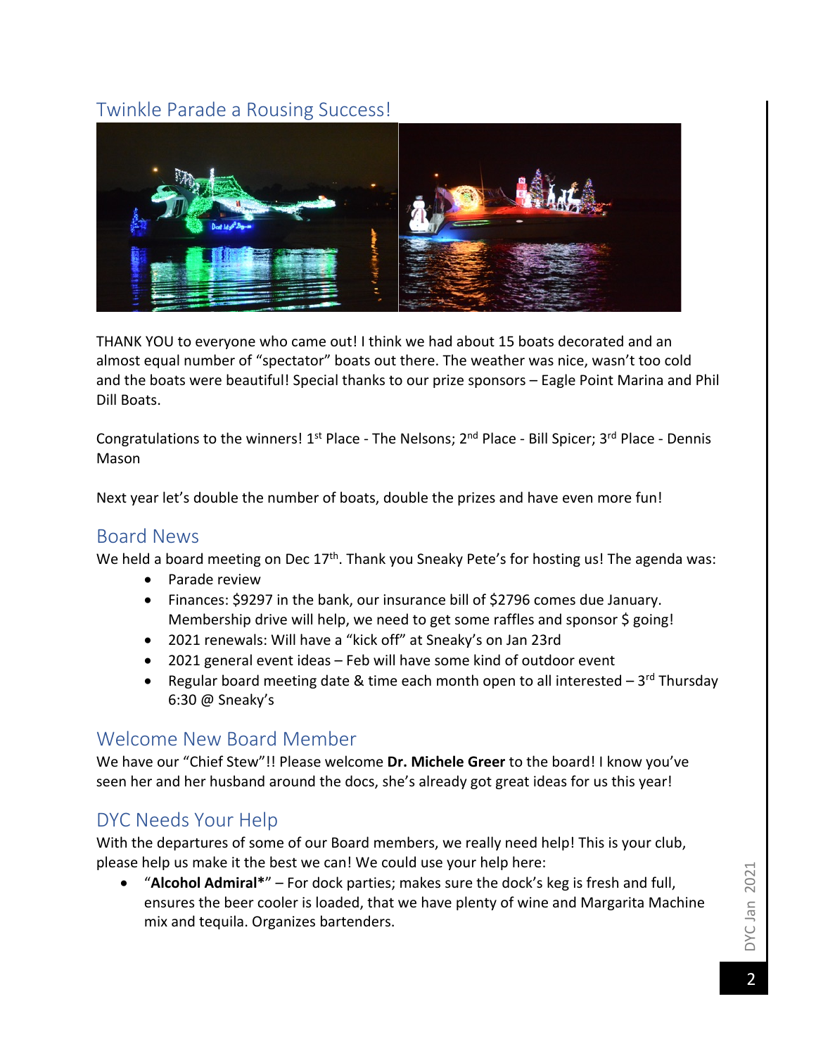## Twinkle Parade a Rousing Success!

THANK YOU to everyone who came out! I think we had about 15 boats decorated and an almost equal number of "spectator" boats out there. The weather was nice, wasn't too cold and the boats were beautiful! Special thanks to our prize sponsors – Eagle Point Marina and Phil Dill Boats.

Congratulations to the winners! 1st Place - The Nelsons; 2nd Place - Bill Spicer; 3rd Place - Dennis Mason

Next year let's double the number of boats, double the prizes and have even more fun!

## Board News

We held a board meeting on Dec 17th. Thank you Sneaky Pete's for hosting us! The agenda was:

- Parade review
- Finances: $9297 in the bank, our insurance bill of $2796 comes due January. Membership drive will help, we need to get some raffles and sponsor $ going!
- 2021 renewals: Will have a "kick off" at Sneaky's on Jan 23rd
- 2021 general event ideas – Feb will have some kind of outdoor event
- Regular board meeting date & time each month open to all interested – 3rd Thursday 6:30 @ Sneaky's

## Welcome New Board Member

We have our "Chief Stew"!! Please welcome **Dr. Michele Greer** to the board! I know you've seen her and her husband around the docs, she's already got great ideas for us this year!

## DYC Needs Your Help

With the departures of some of our Board members, we really need help! This is your club, please help us make it the best we can! We could use your help here:

- "**Alcohol Admiral***" – For dock parties; makes sure the dock's keg is fresh and full, ensures the beer cooler is loaded, that we have plenty of wine and Margarita Machine mix and tequila. Organizes bartenders.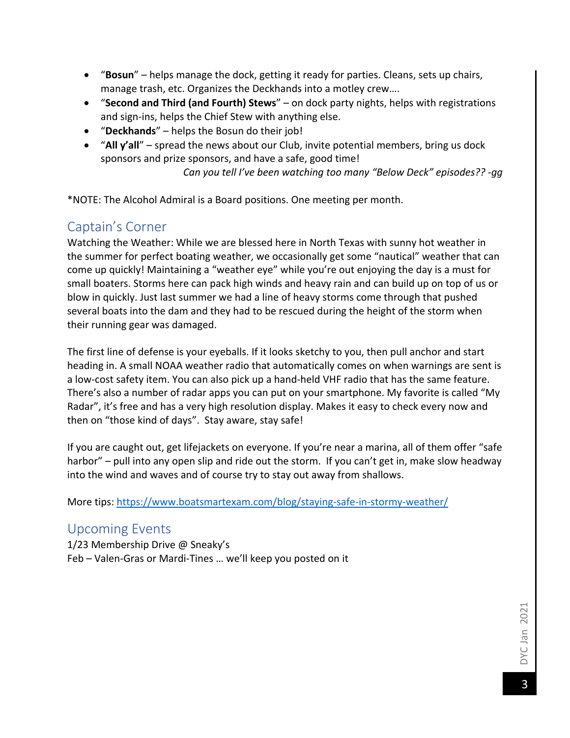- "**Bosun**" – helps manage the dock, getting it ready for parties. Cleans, sets up chairs, manage trash, etc. Organizes the Deckhands into a motley crew….
- "**Second and Third (and Fourth) Stews**" – on dock party nights, helps with registrations and sign-ins, helps the Chief Stew with anything else.
- "**Deckhands**" – helps the Bosun do their job!
- "**All y'all**" – spread the news about our Club, invite potential members, bring us dock sponsors and prize sponsors, and have a safe, good time!

*Can you tell I've been watching too many "Below Deck" episodes?? -gg*

*NOTE: The Alcohol Admiral is a Board positions. One meeting per month.

## Captain's Corner

Watching the Weather: While we are blessed here in North Texas with sunny hot weather in the summer for perfect boating weather, we occasionally get some "nautical" weather that can come up quickly! Maintaining a "weather eye" while you're out enjoying the day is a must for small boaters. Storms here can pack high winds and heavy rain and can build up on top of us or blow in quickly. Just last summer we had a line of heavy storms come through that pushed several boats into the dam and they had to be rescued during the height of the storm when their running gear was damaged.

The first line of defense is your eyeballs. If it looks sketchy to you, then pull anchor and start heading in. A small NOAA weather radio that automatically comes on when warnings are sent is a low-cost safety item. You can also pick up a hand-held VHF radio that has the same feature. There's also a number of radar apps you can put on your smartphone. My favorite is called "My Radar", it's free and has a very high resolution display. Makes it easy to check every now and then on "those kind of days". Stay aware, stay safe!

If you are caught out, get lifejackets on everyone. If you're near a marina, all of them offer "safe harbor" – pull into any open slip and ride out the storm. If you can't get in, make slow headway into the wind and waves and of course try to stay out away from shallows.

More tips: [https://www.boatsmartexam.com/blog/staying-safe-in-stormy-weather/](https://www.boatsmartexam.com/blog/staying-safe-in-stormy-weather/)

## Upcoming Events

1/23 Membership Drive @ Sneaky's
Feb – Valen-Gras or Mardi-Tines … we'll keep you posted on it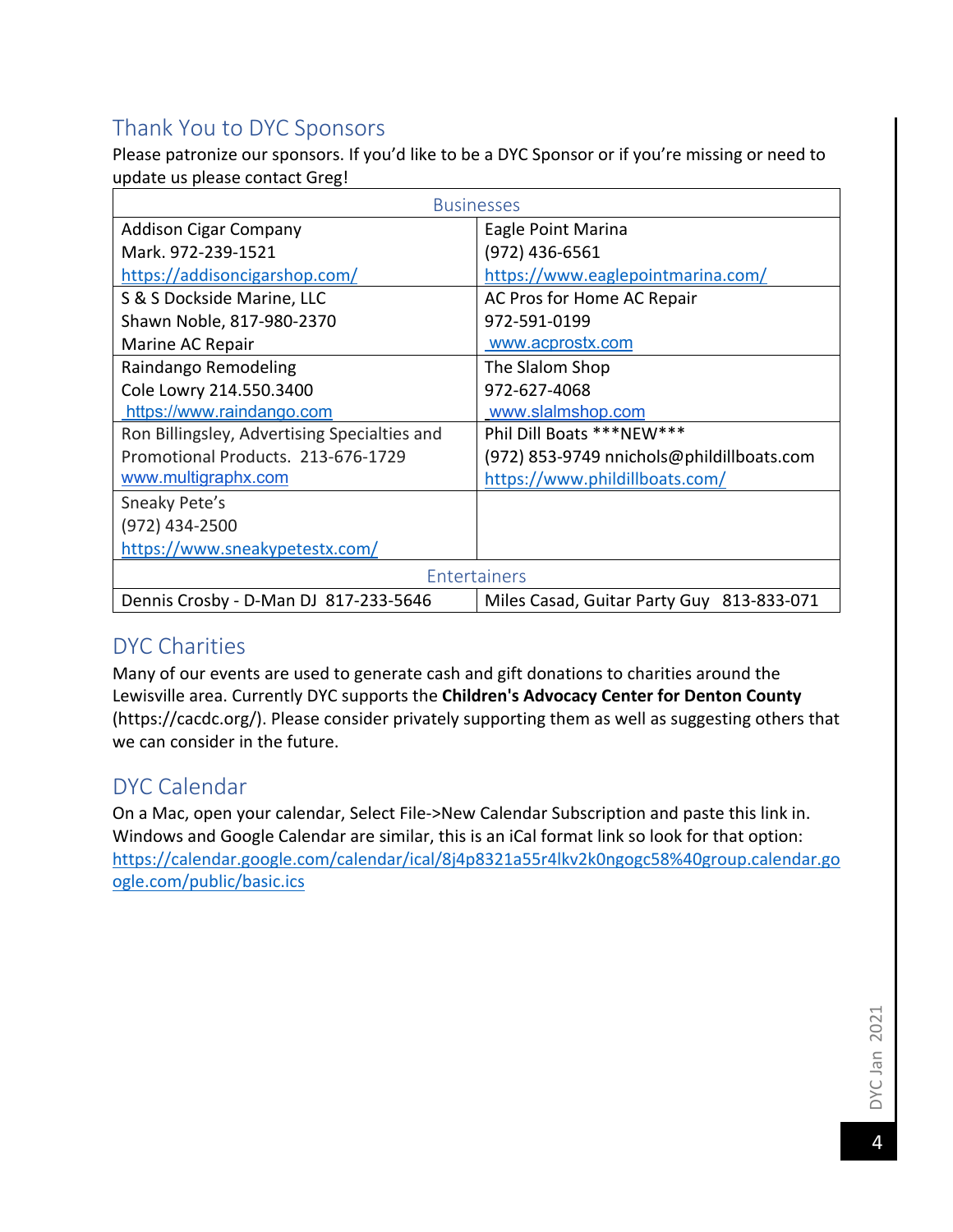## Thank You to DYC Sponsors

Please patronize our sponsors. If you'd like to be a DYC Sponsor or if you're missing or need to update us please contact Greg!

| Businesses | |
|---|---|
| Addison Cigar Company<br>Mark. 972-239-1521<br>https://addisoncigarshop.com/ | Eagle Point Marina<br>(972) 436-6561<br>https://www.eaglepointmarina.com/ |
| S & S Dockside Marine, LLC<br>Shawn Noble, 817-980-2370<br>Marine AC Repair | AC Pros for Home AC Repair<br>972-591-0199<br>www.acprostx.com |
| Raindango Remodeling<br>Cole Lowry 214.550.3400<br>https://www.raindango.com | The Slalom Shop<br>972-627-4068<br>www.slalmshop.com |
| Ron Billingsley, Advertising Specialties and Promotional Products. 213-676-1729<br>www.multigraphx.com | Phil Dill Boats ***NEW***<br>(972) 853-9749 nnichols@phildillboats.com<br>https://www.phildillboats.com/ |
| Sneaky Pete's<br>(972) 434-2500<br>https://www.sneakypetestx.com/ | |
| **Entertainers** | |
| Dennis Crosby - D-Man DJ 817-233-5646 | Miles Casad, Guitar Party Guy 813-833-071 |

## DYC Charities

Many of our events are used to generate cash and gift donations to charities around the Lewisville area. Currently DYC supports the **Children's Advocacy Center for Denton County** (https://cacdc.org/). Please consider privately supporting them as well as suggesting others that we can consider in the future.

## DYC Calendar

On a Mac, open your calendar, Select File->New Calendar Subscription and paste this link in. Windows and Google Calendar are similar, this is an iCal format link so look for that option: https://calendar.google.com/calendar/ical/8j4p8321a55r4lkv2k0ngogc58%40group.calendar.google.com/public/basic.ics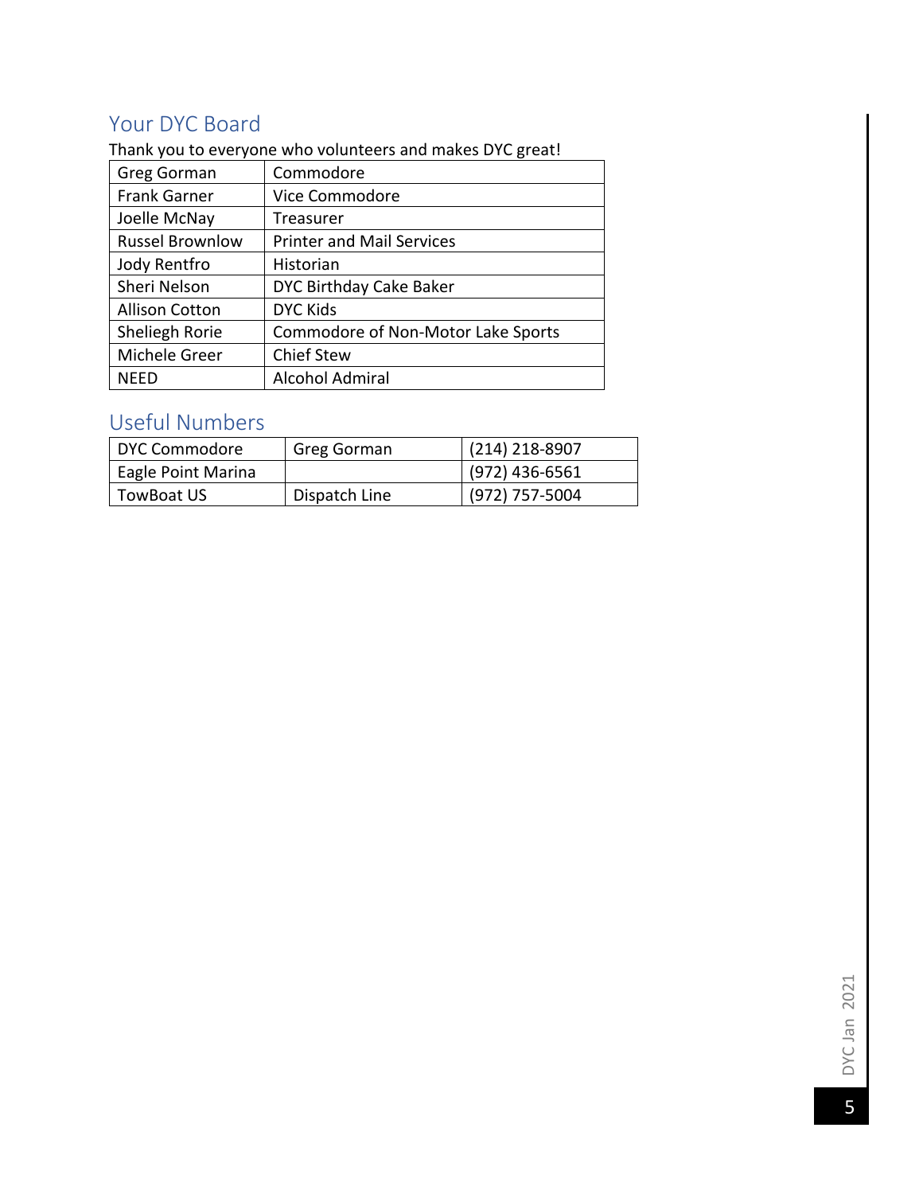## Your DYC Board

Thank you to everyone who volunteers and makes DYC great!

| | |
|---|---|
| Greg Gorman | Commodore |
| Frank Garner | Vice Commodore |
| Joelle McNay | Treasurer |
| Russel Brownlow | Printer and Mail Services |
| Jody Rentfro | Historian |
| Sheri Nelson | DYC Birthday Cake Baker |
| Allison Cotton | DYC Kids |
| Sheliegh Rorie | Commodore of Non-Motor Lake Sports |
| Michele Greer | Chief Stew |
| NEED | Alcohol Admiral |

## Useful Numbers

| | | |
|---|---|---|
| DYC Commodore | Greg Gorman | (214) 218-8907 |
| Eagle Point Marina | | (972) 436-6561 |
| TowBoat US | Dispatch Line | (972) 757-5004 |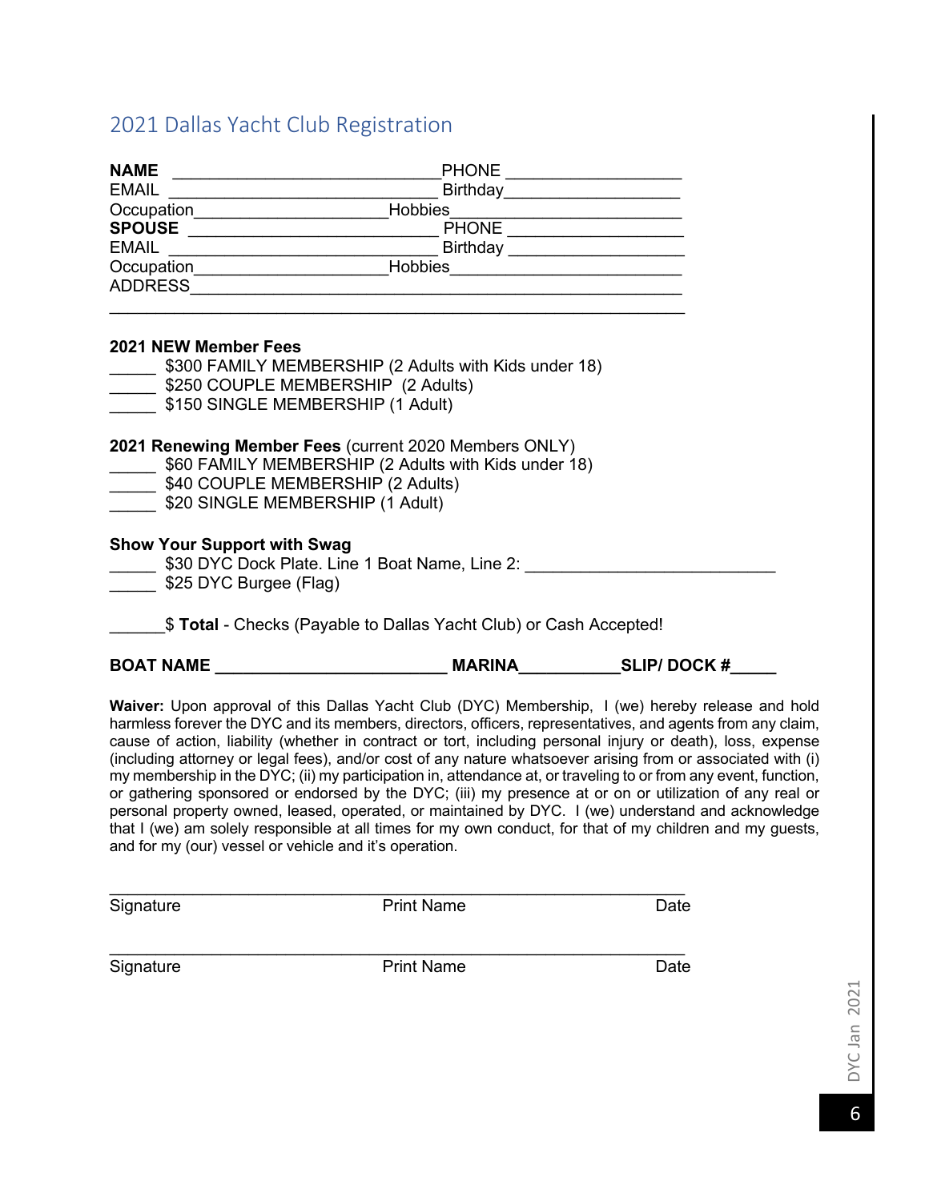## 2021 Dallas Yacht Club Registration

**NAME** _____________________________PHONE ___________________
EMAIL _____________________________ Birthday___________________
Occupation____________________Hobbies________________________
**SPOUSE** ___________________________ PHONE ___________________
EMAIL _____________________________ Birthday ___________________
Occupation____________________Hobbies________________________
ADDRESS____________________________________________________
___________________________________________________________

**2021 NEW Member Fees**

_____ $300 FAMILY MEMBERSHIP (2 Adults with Kids under 18)
_____ $250 COUPLE MEMBERSHIP (2 Adults)
_____ $150 SINGLE MEMBERSHIP (1 Adult)

**2021 Renewing Member Fees** (current 2020 Members ONLY)

_____ $60 FAMILY MEMBERSHIP (2 Adults with Kids under 18)
_____ $40 COUPLE MEMBERSHIP (2 Adults)
_____ $20 SINGLE MEMBERSHIP (1 Adult)

**Show Your Support with Swag**

_____ $30 DYC Dock Plate. Line 1 Boat Name, Line 2: ___________________________
_____ $25 DYC Burgee (Flag)

______$ **Total** - Checks (Payable to Dallas Yacht Club) or Cash Accepted!

**BOAT NAME _________________________ MARINA___________SLIP/ DOCK #_____**

**Waiver:** Upon approval of this Dallas Yacht Club (DYC) Membership, I (we) hereby release and hold harmless forever the DYC and its members, directors, officers, representatives, and agents from any claim, cause of action, liability (whether in contract or tort, including personal injury or death), loss, expense (including attorney or legal fees), and/or cost of any nature whatsoever arising from or associated with (i) my membership in the DYC; (ii) my participation in, attendance at, or traveling to or from any event, function, or gathering sponsored or endorsed by the DYC; (iii) my presence at or on or utilization of any real or personal property owned, leased, operated, or maintained by DYC. I (we) understand and acknowledge that I (we) am solely responsible at all times for my own conduct, for that of my children and my guests, and for my (our) vessel or vehicle and it's operation.

______________________________________________________________
Signature Print Name Date

______________________________________________________________
Signature Print Name Date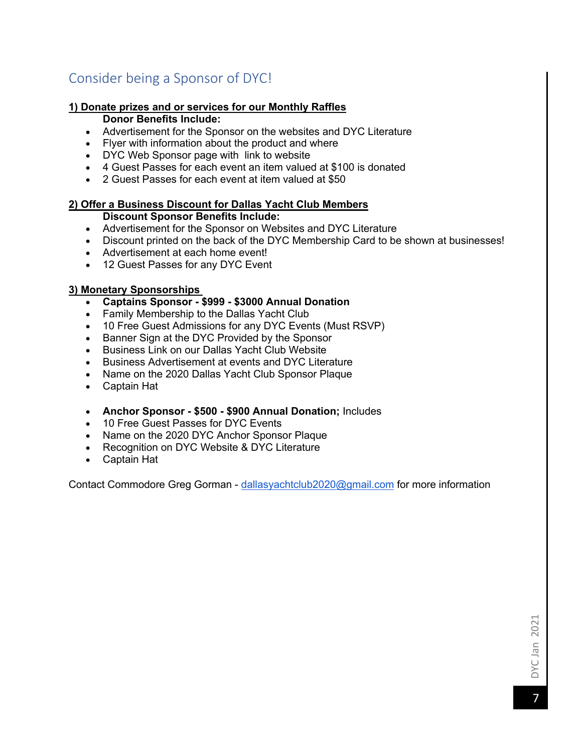## Consider being a Sponsor of DYC!

**1) Donate prizes and or services for our Monthly Raffles**

**Donor Benefits Include:**

- Advertisement for the Sponsor on the websites and DYC Literature
- Flyer with information about the product and where
- DYC Web Sponsor page with link to website
- 4 Guest Passes for each event an item valued at $100 is donated
- 2 Guest Passes for each event at item valued at $50

**2) Offer a Business Discount for Dallas Yacht Club Members**

**Discount Sponsor Benefits Include:**

- Advertisement for the Sponsor on Websites and DYC Literature
- Discount printed on the back of the DYC Membership Card to be shown at businesses!
- Advertisement at each home event!
- 12 Guest Passes for any DYC Event

**3) Monetary Sponsorships**

- **Captains Sponsor - $999 - $3000 Annual Donation**
- Family Membership to the Dallas Yacht Club
- 10 Free Guest Admissions for any DYC Events (Must RSVP)
- Banner Sign at the DYC Provided by the Sponsor
- Business Link on our Dallas Yacht Club Website
- Business Advertisement at events and DYC Literature
- Name on the 2020 Dallas Yacht Club Sponsor Plaque
- Captain Hat

- **Anchor Sponsor - $500 - $900 Annual Donation;** Includes
- 10 Free Guest Passes for DYC Events
- Name on the 2020 DYC Anchor Sponsor Plaque
- Recognition on DYC Website & DYC Literature
- Captain Hat

Contact Commodore Greg Gorman - dallasyachtclub2020@gmail.com for more information